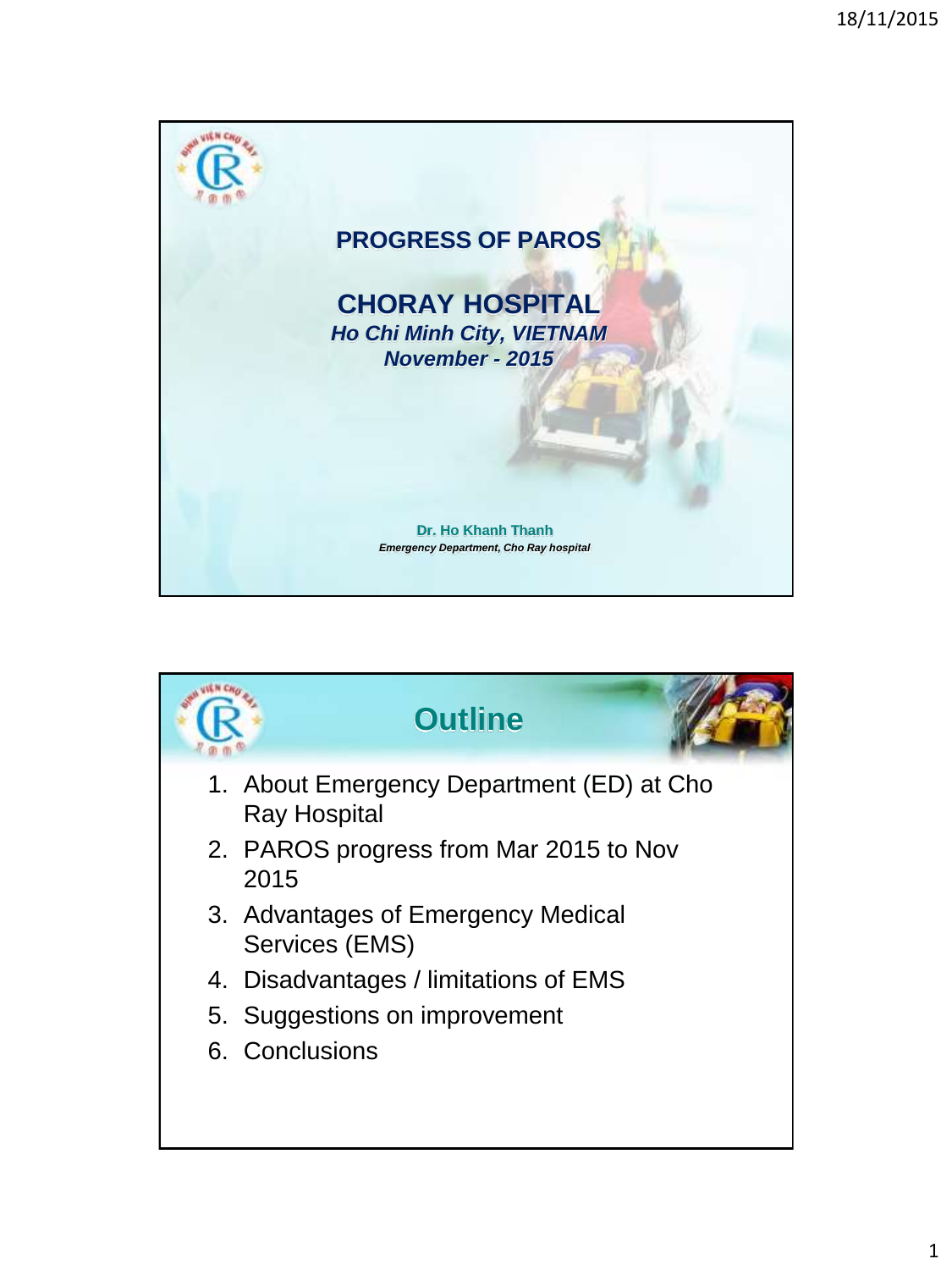# PROGRESS OF PAROS

## CHORAY HOSPITAL

***Ho Chi Minh City, VIETNAM***

***November - 2015***

**Dr. Ho Khanh Thanh**

***Emergency Department, Cho Ray hospital***

## Outline

1. About Emergency Department (ED) at Cho Ray Hospital
2. PAROS progress from Mar 2015 to Nov 2015
3. Advantages of Emergency Medical Services (EMS)
4. Disadvantages / limitations of EMS
5. Suggestions on improvement
6. Conclusions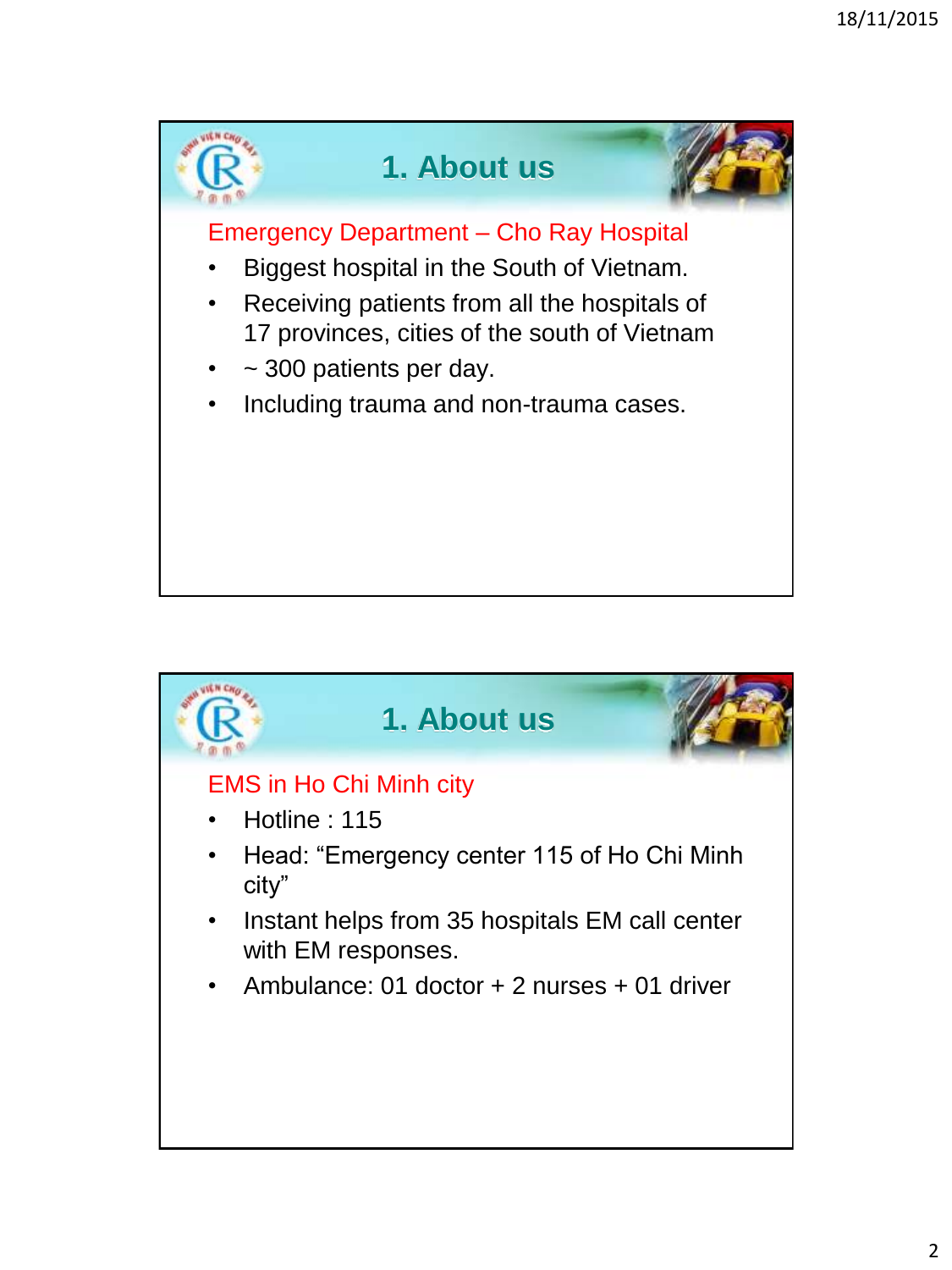## 1. About us

Emergency Department – Cho Ray Hospital

- Biggest hospital in the South of Vietnam.
- Receiving patients from all the hospitals of 17 provinces, cities of the south of Vietnam
- ~ 300 patients per day.
- Including trauma and non-trauma cases.

## 1. About us

EMS in Ho Chi Minh city

- Hotline : 115
- Head: "Emergency center 115 of Ho Chi Minh city"
- Instant helps from 35 hospitals EM call center with EM responses.
- Ambulance: 01 doctor + 2 nurses + 01 driver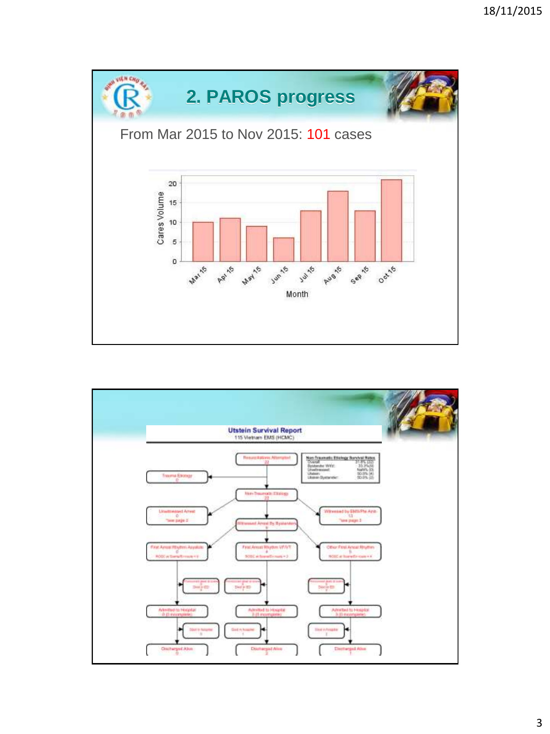## 2. PAROS progress

From Mar 2015 to Nov 2015: 101 cases

| Month | Cares Volume |
|---|---|
| Mar 15 | 10 |
| Apr 15 | 11 |
| May 15 | 9 |
| Jun 15 | 6 |
| Jul 15 | 13 |
| Aug 15 | 18 |
| Sep 15 | 13 |
| Oct 15 | 21 |

**Utstein Survival Report**

115 Vietnam EMS (HCMC)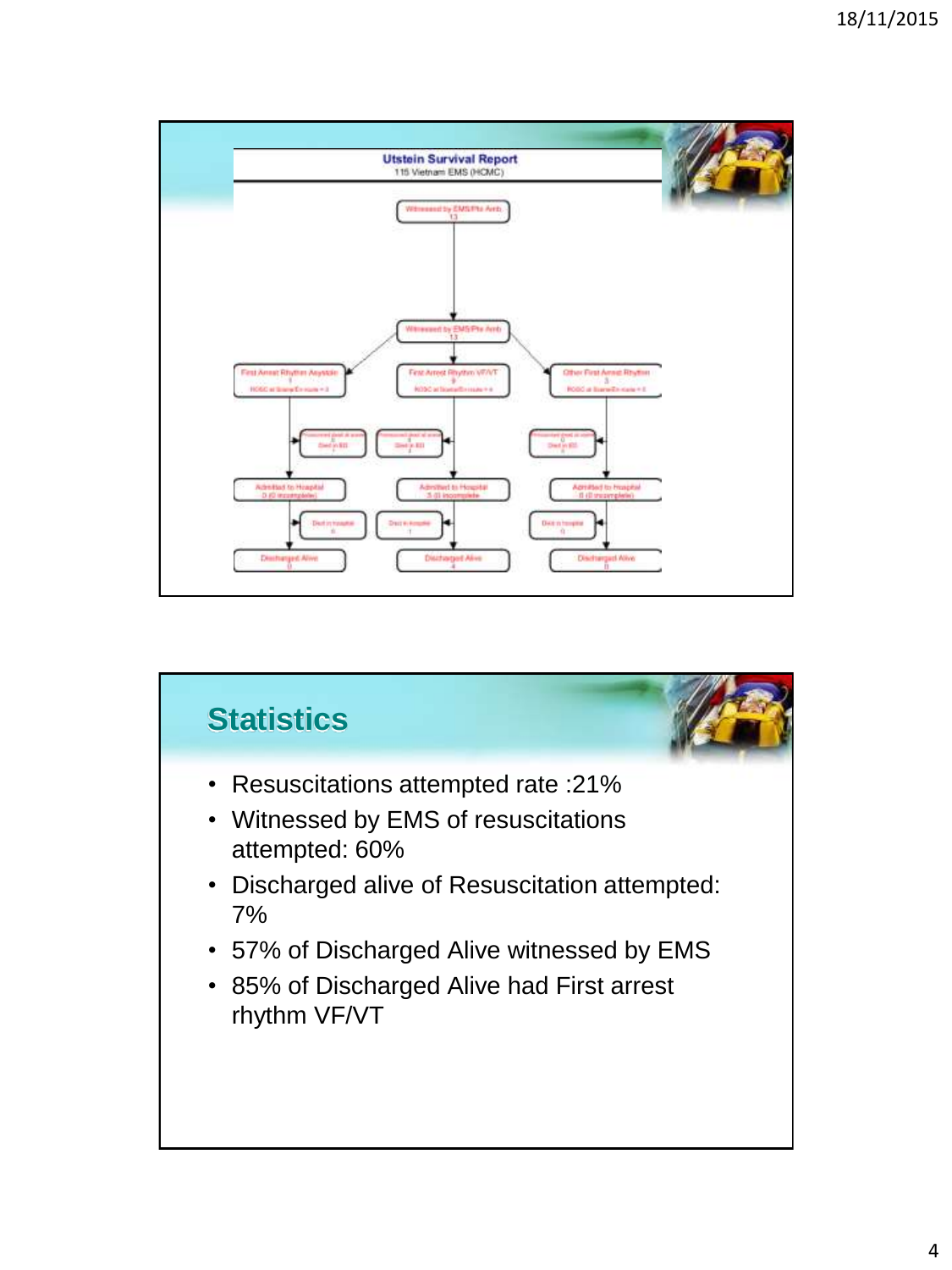## Utstein Survival Report

115 Vietnam EMS (HCMC)

- Witnessed by EMS/Pte Amb: 13
- Witnessed by EMS/Pte Amb: 13
  - First Arrest Rhythm Asystole: 1 — ROSC at Scene/En-route = 0
    - Pronounced dead at scene / Died in ED
    - Admitted to Hospital: 0 (0 incomplete)
    - Died in hospital: 0
    - Discharged Alive: 0
  - First Arrest Rhythm VF/VT: 9 — ROSC at Scene/En-route = 4
    - Pronounced dead at scene / Died in ED
    - Admitted to Hospital: 5 (0 incomplete)
    - Died in hospital: 1
    - Discharged Alive: 4
  - Other First Arrest Rhythm: 3 — ROSC at Scene/En-route = 0
    - Pronounced dead at scene: 0 / Died in ED: 0
    - Admitted to Hospital: 0 (0 incomplete)
    - Died in hospital: 0
    - Discharged Alive: 0

## Statistics

- Resuscitations attempted rate :21%
- Witnessed by EMS of resuscitations attempted: 60%
- Discharged alive of Resuscitation attempted: 7%
- 57% of Discharged Alive witnessed by EMS
- 85% of Discharged Alive had First arrest rhythm VF/VT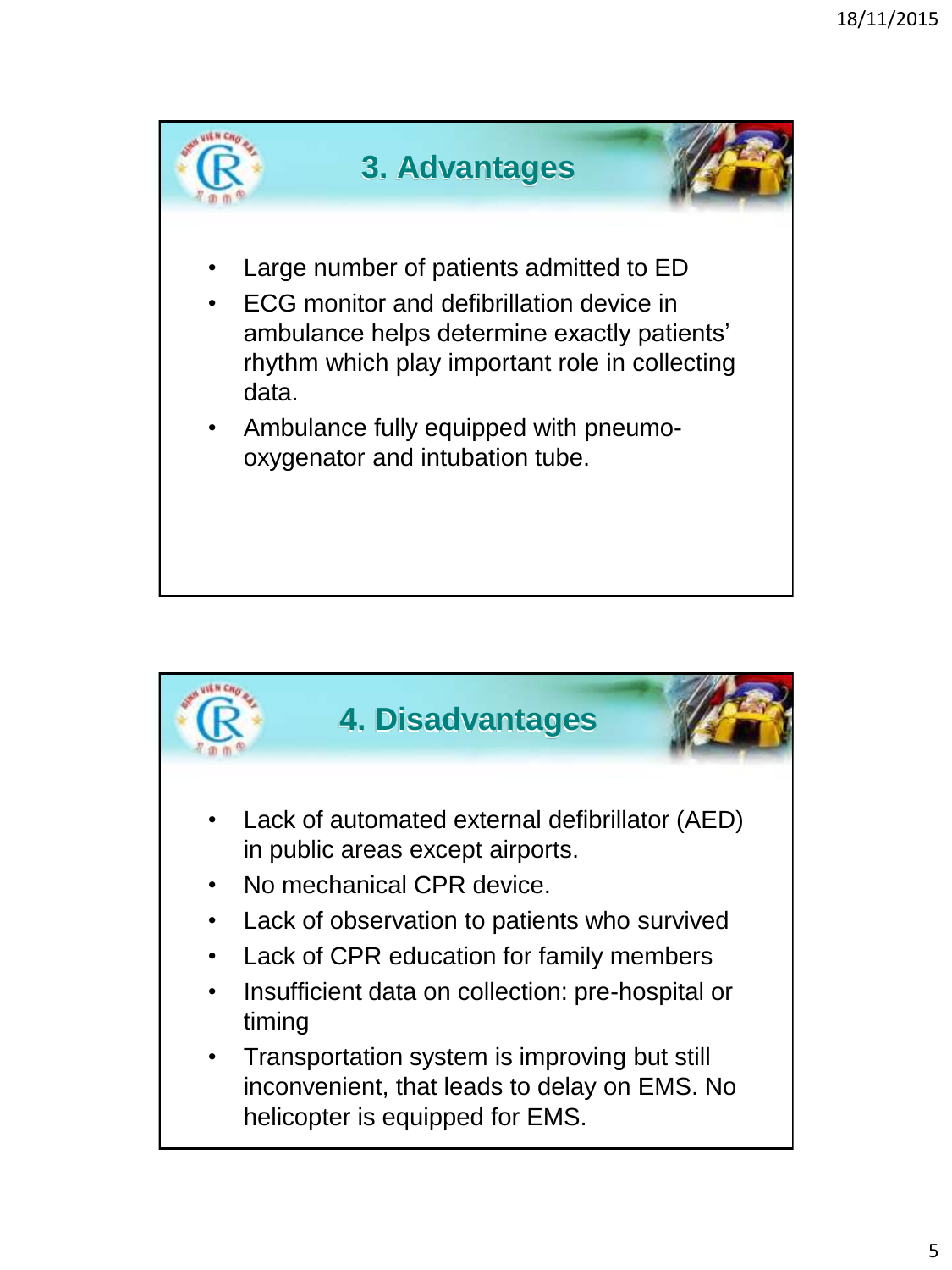## 3. Advantages

- Large number of patients admitted to ED
- ECG monitor and defibrillation device in ambulance helps determine exactly patients' rhythm which play important role in collecting data.
- Ambulance fully equipped with pneumo-oxygenator and intubation tube.

## 4. Disadvantages

- Lack of automated external defibrillator (AED) in public areas except airports.
- No mechanical CPR device.
- Lack of observation to patients who survived
- Lack of CPR education for family members
- Insufficient data on collection: pre-hospital or timing
- Transportation system is improving but still inconvenient, that leads to delay on EMS. No helicopter is equipped for EMS.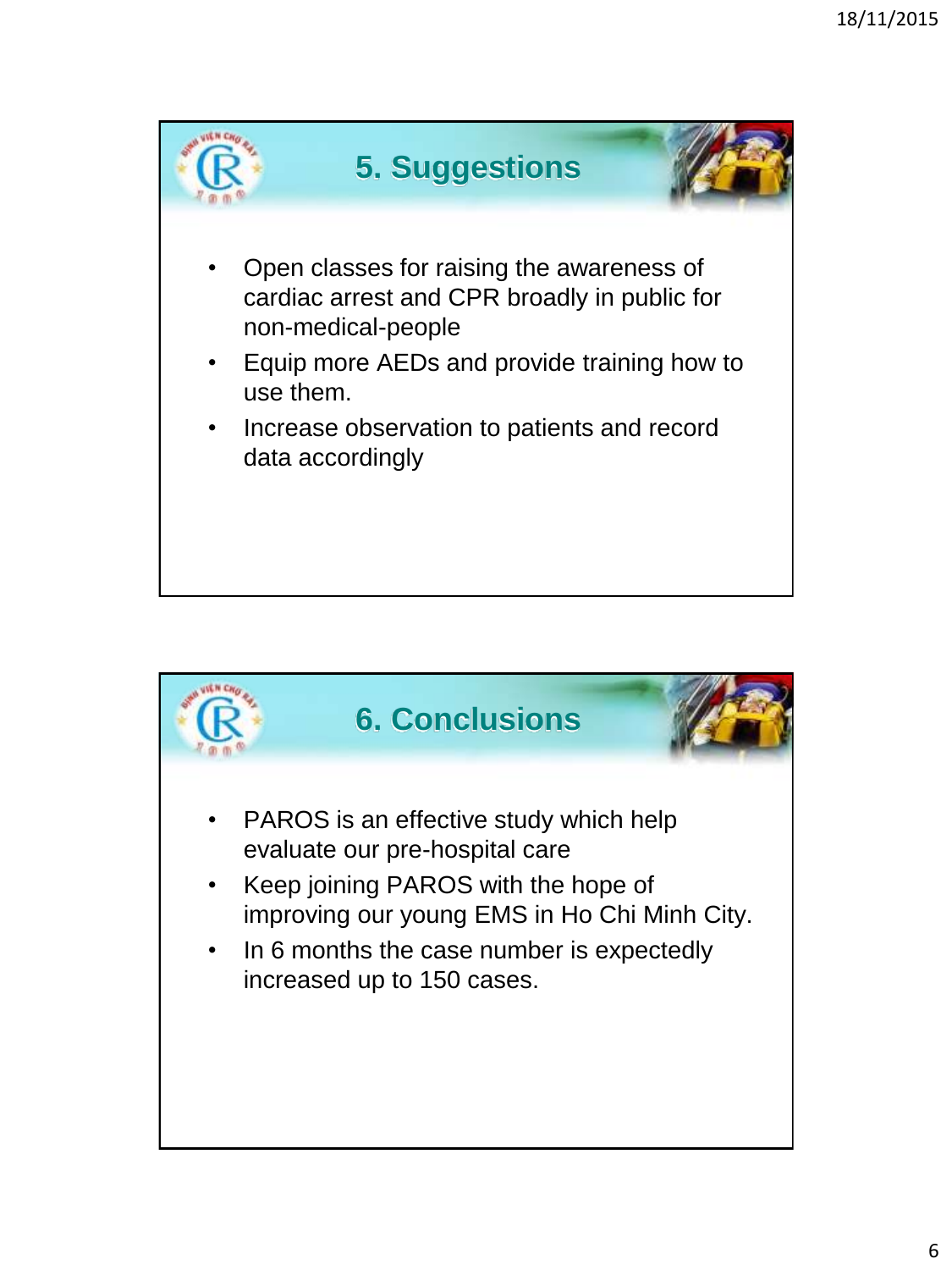## 5. Suggestions

- Open classes for raising the awareness of cardiac arrest and CPR broadly in public for non-medical-people
- Equip more AEDs and provide training how to use them.
- Increase observation to patients and record data accordingly

## 6. Conclusions

- PAROS is an effective study which help evaluate our pre-hospital care
- Keep joining PAROS with the hope of improving our young EMS in Ho Chi Minh City.
- In 6 months the case number is expectedly increased up to 150 cases.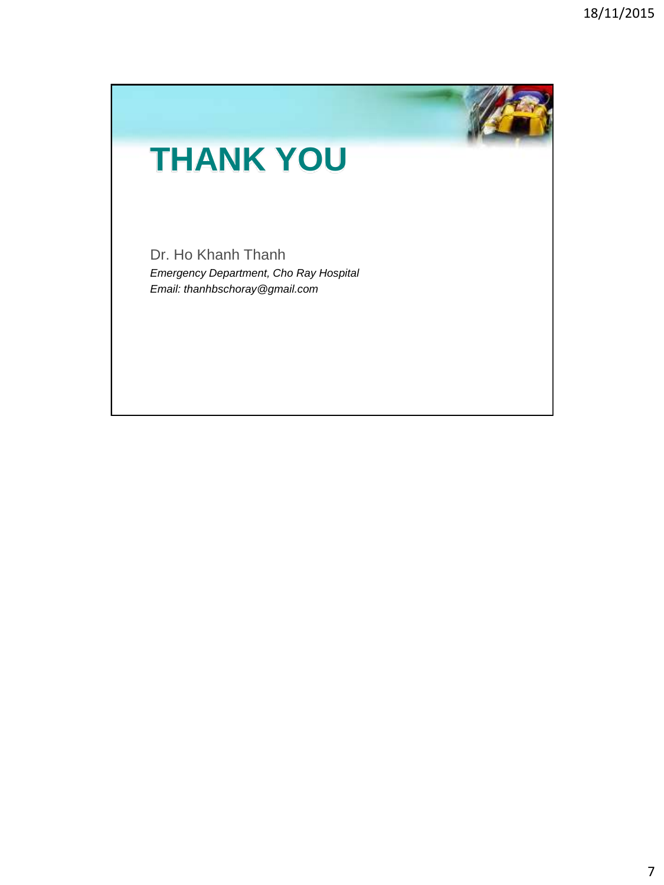# THANK YOU

Dr. Ho Khanh Thanh

*Emergency Department, Cho Ray Hospital*

*Email: thanhbschoray@gmail.com*